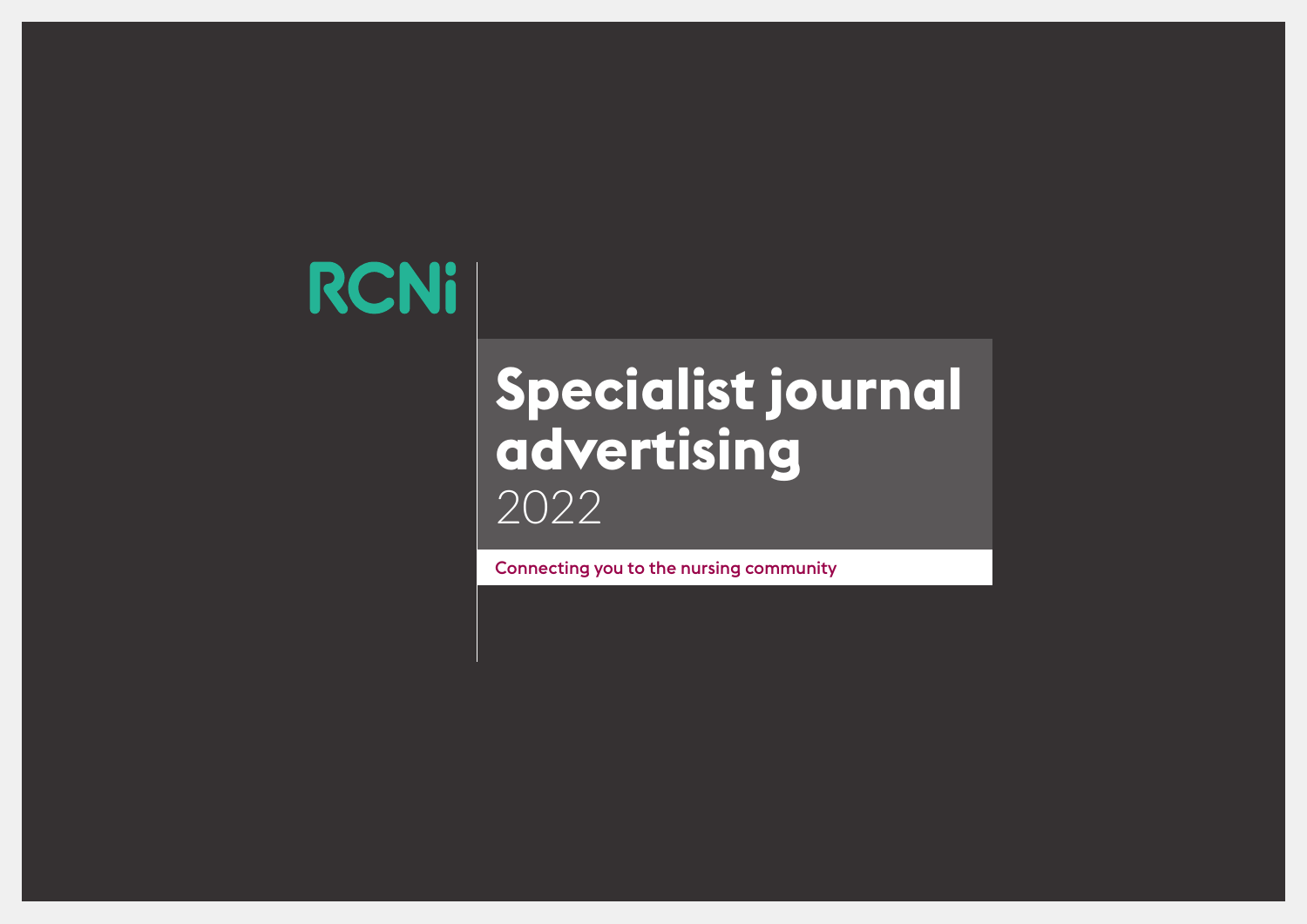RCNi

# Specialist journal advertising
2022

Connecting you to the nursing community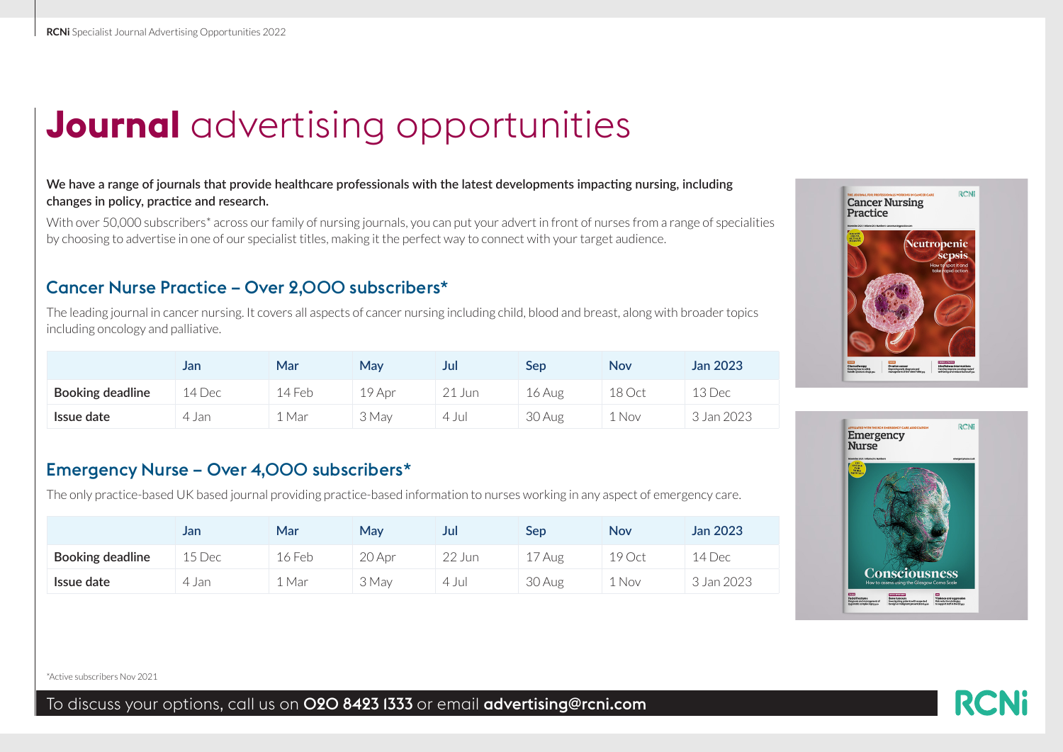# **Journal** advertising opportunities

**We have a range of journals that provide healthcare professionals with the latest developments impacting nursing, including changes in policy, practice and research.**

With over 50,000 subscribers* across our family of nursing journals, you can put your advert in front of nurses from a range of specialities by choosing to advertise in one of our specialist titles, making it the perfect way to connect with your target audience.

## Cancer Nurse Practice – Over 2,000 subscribers*

The leading journal in cancer nursing. It covers all aspects of cancer nursing including child, blood and breast, along with broader topics including oncology and palliative.

| | Jan | Mar | May | Jul | Sep | Nov | Jan 2023 |
|---|---|---|---|---|---|---|---|
| **Booking deadline** | 14 Dec | 14 Feb | 19 Apr | 21 Jun | 16 Aug | 18 Oct | 13 Dec |
| **Issue date** | 4 Jan | 1 Mar | 3 May | 4 Jul | 30 Aug | 1 Nov | 3 Jan 2023 |

## Emergency Nurse – Over 4,000 subscribers*

The only practice-based UK based journal providing practice-based information to nurses working in any aspect of emergency care.

| | Jan | Mar | May | Jul | Sep | Nov | Jan 2023 |
|---|---|---|---|---|---|---|---|
| **Booking deadline** | 15 Dec | 16 Feb | 20 Apr | 22 Jun | 17 Aug | 19 Oct | 14 Dec |
| **Issue date** | 4 Jan | 1 Mar | 3 May | 4 Jul | 30 Aug | 1 Nov | 3 Jan 2023 |

*Active subscribers Nov 2021

To discuss your options, call us on **020 8423 1333** or email **advertising@rcni.com**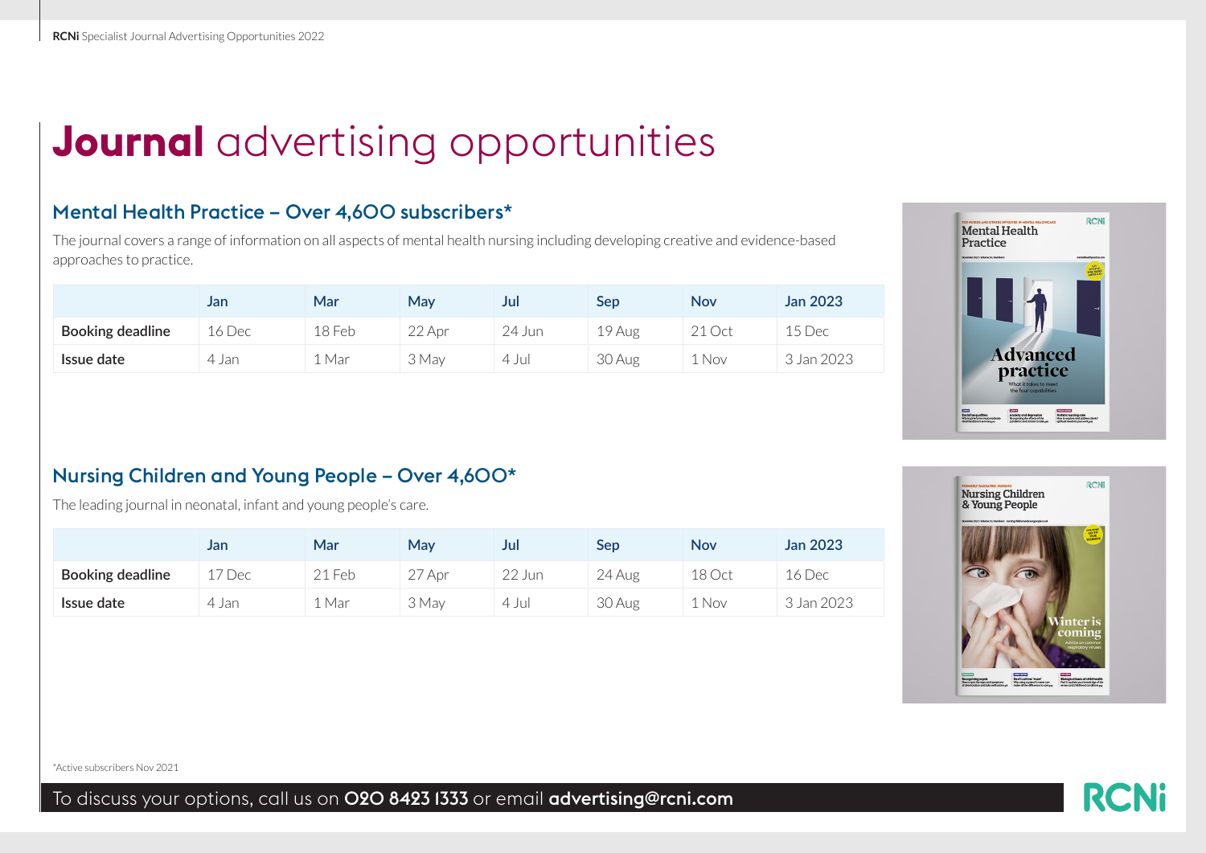# **Journal** advertising opportunities

## Mental Health Practice – Over 4,600 subscribers*

The journal covers a range of information on all aspects of mental health nursing including developing creative and evidence-based approaches to practice.

| | Jan | Mar | May | Jul | Sep | Nov | Jan 2023 |
|---|---|---|---|---|---|---|---|
| **Booking deadline** | 16 Dec | 18 Feb | 22 Apr | 24 Jun | 19 Aug | 21 Oct | 15 Dec |
| **Issue date** | 4 Jan | 1 Mar | 3 May | 4 Jul | 30 Aug | 1 Nov | 3 Jan 2023 |

## Nursing Children and Young People – Over 4,600*

The leading journal in neonatal, infant and young people's care.

| | Jan | Mar | May | Jul | Sep | Nov | Jan 2023 |
|---|---|---|---|---|---|---|---|
| **Booking deadline** | 17 Dec | 21 Feb | 27 Apr | 22 Jun | 24 Aug | 18 Oct | 16 Dec |
| **Issue date** | 4 Jan | 1 Mar | 3 May | 4 Jul | 30 Aug | 1 Nov | 3 Jan 2023 |

*Active subscribers Nov 2021

To discuss your options, call us on **020 8423 1333** or email **advertising@rcni.com**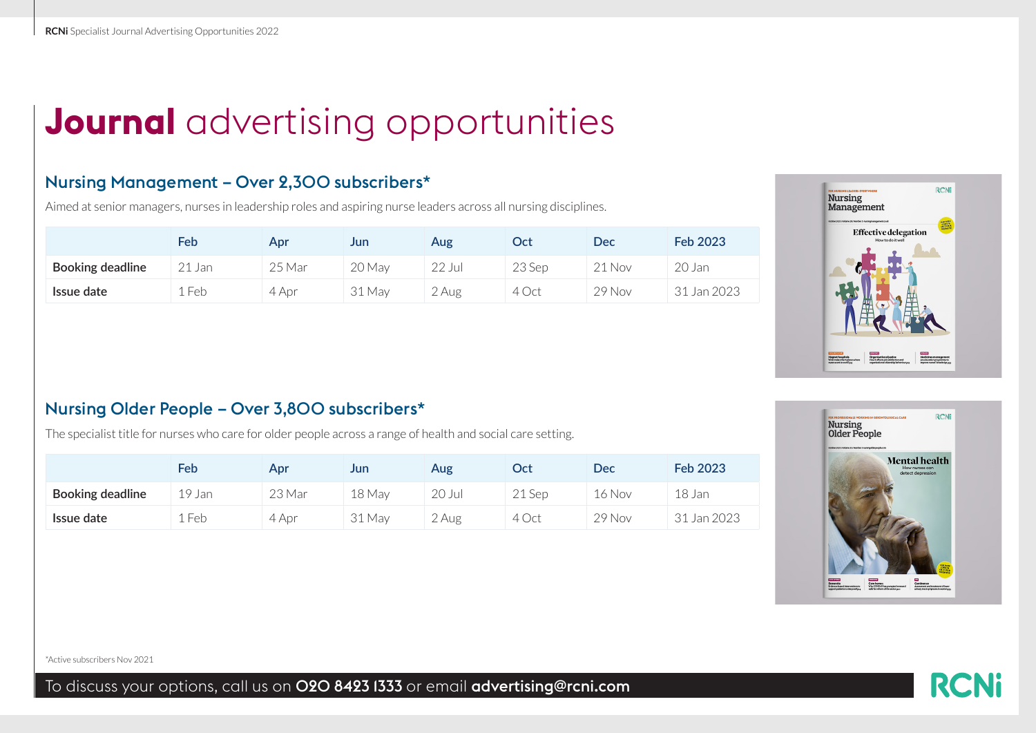# **Journal** advertising opportunities

## Nursing Management – Over 2,300 subscribers*

Aimed at senior managers, nurses in leadership roles and aspiring nurse leaders across all nursing disciplines.

| | Feb | Apr | Jun | Aug | Oct | Dec | Feb 2023 |
|---|---|---|---|---|---|---|---|
| **Booking deadline** | 21 Jan | 25 Mar | 20 May | 22 Jul | 23 Sep | 21 Nov | 20 Jan |
| **Issue date** | 1 Feb | 4 Apr | 31 May | 2 Aug | 4 Oct | 29 Nov | 31 Jan 2023 |

## Nursing Older People – Over 3,800 subscribers*

The specialist title for nurses who care for older people across a range of health and social care setting.

| | Feb | Apr | Jun | Aug | Oct | Dec | Feb 2023 |
|---|---|---|---|---|---|---|---|
| **Booking deadline** | 19 Jan | 23 Mar | 18 May | 20 Jul | 21 Sep | 16 Nov | 18 Jan |
| **Issue date** | 1 Feb | 4 Apr | 31 May | 2 Aug | 4 Oct | 29 Nov | 31 Jan 2023 |

*Active subscribers Nov 2021

To discuss your options, call us on **020 8423 1333** or email **advertising@rcni.com**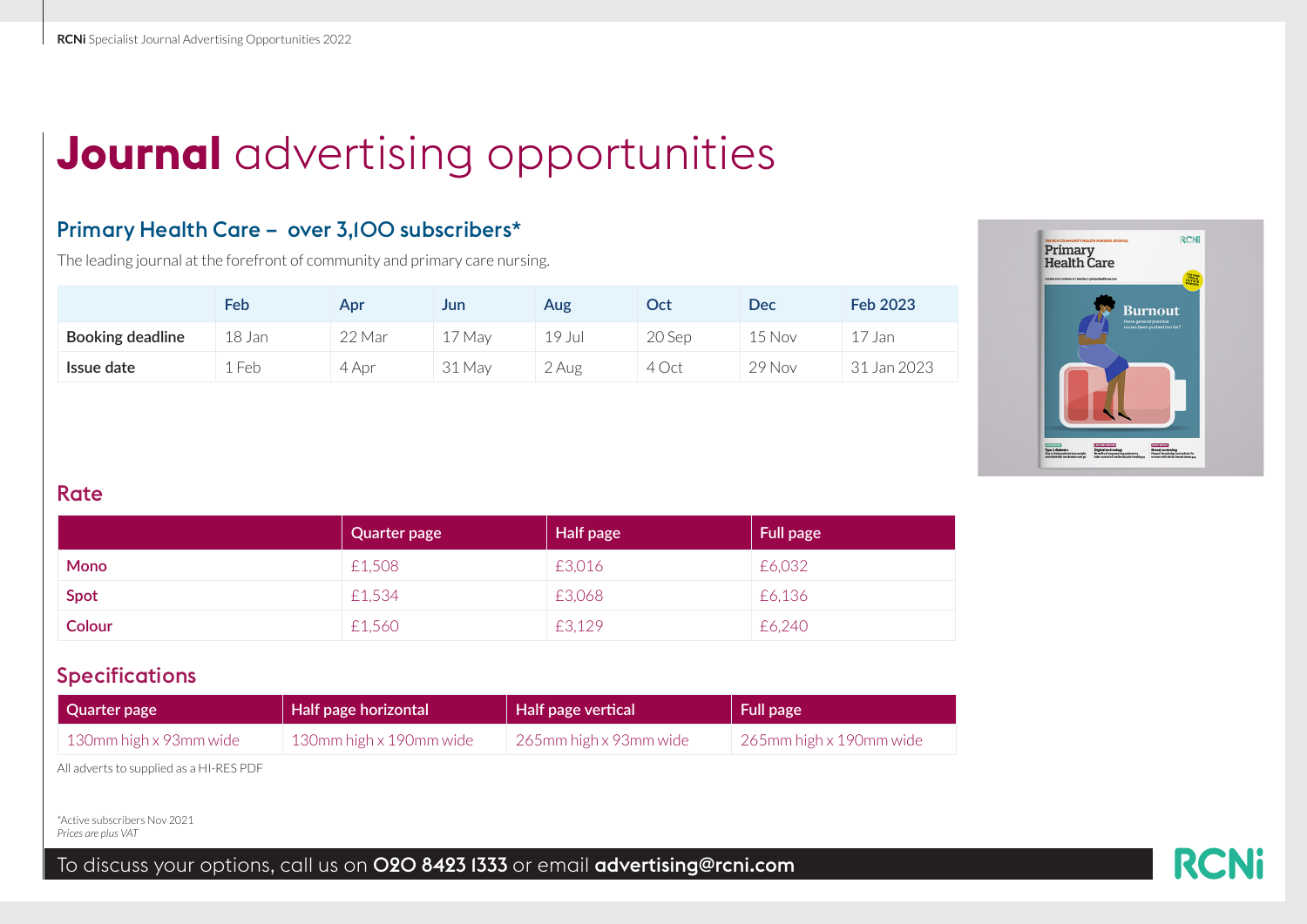# **Journal** advertising opportunities

## Primary Health Care – over 3,100 subscribers*

The leading journal at the forefront of community and primary care nursing.

| | Feb | Apr | Jun | Aug | Oct | Dec | Feb 2023 |
|---|---|---|---|---|---|---|---|
| **Booking deadline** | 18 Jan | 22 Mar | 17 May | 19 Jul | 20 Sep | 15 Nov | 17 Jan |
| **Issue date** | 1 Feb | 4 Apr | 31 May | 2 Aug | 4 Oct | 29 Nov | 31 Jan 2023 |

## Rate

| | Quarter page | Half page | Full page |
|---|---|---|---|
| **Mono** | £1,508 | £3,016 | £6,032 |
| **Spot** | £1,534 | £3,068 | £6,136 |
| **Colour** | £1,560 | £3,129 | £6,240 |

## Specifications

| Quarter page | Half page horizontal | Half page vertical | Full page |
|---|---|---|---|
| 130mm high x 93mm wide | 130mm high x 190mm wide | 265mm high x 93mm wide | 265mm high x 190mm wide |

All adverts to supplied as a HI-RES PDF

*Active subscribers Nov 2021
*Prices are plus VAT*

To discuss your options, call us on **020 8423 1333** or email **advertising@rcni.com**